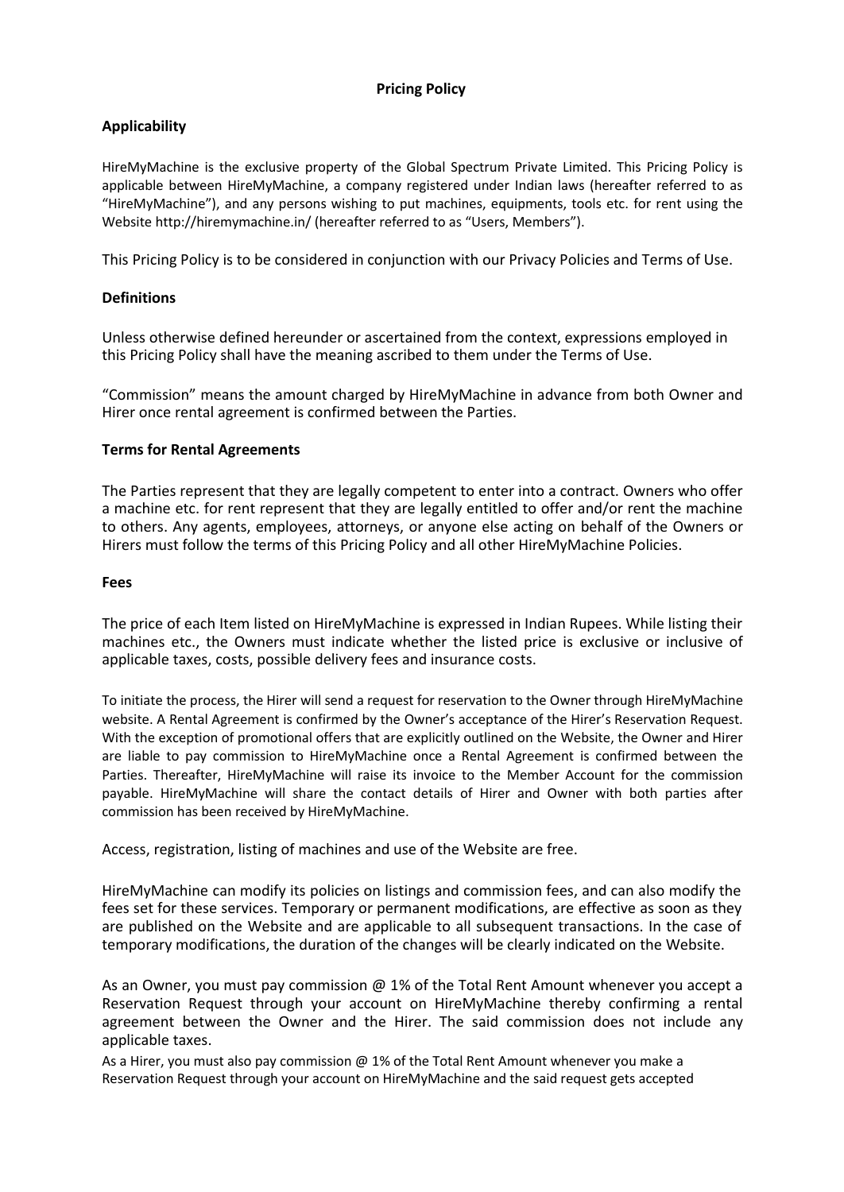# Pricing Policy

## Applicability

HireMyMachine is the exclusive property of the Global Spectrum Private Limited. This Pricing Policy is applicable between HireMyMachine, a company registered under Indian laws (hereafter referred to as "HireMyMachine"), and any persons wishing to put machines, equipments, tools etc. for rent using the Website http://hiremymachine.in/ (hereafter referred to as "Users, Members").

This Pricing Policy is to be considered in conjunction with our Privacy Policies and Terms of Use.

## Definitions

Unless otherwise defined hereunder or ascertained from the context, expressions employed in this Pricing Policy shall have the meaning ascribed to them under the Terms of Use.

"Commission" means the amount charged by HireMyMachine in advance from both Owner and Hirer once rental agreement is confirmed between the Parties.

## Terms for Rental Agreements

The Parties represent that they are legally competent to enter into a contract. Owners who offer a machine etc. for rent represent that they are legally entitled to offer and/or rent the machine to others. Any agents, employees, attorneys, or anyone else acting on behalf of the Owners or Hirers must follow the terms of this Pricing Policy and all other HireMyMachine Policies.

## Fees

The price of each Item listed on HireMyMachine is expressed in Indian Rupees. While listing their machines etc., the Owners must indicate whether the listed price is exclusive or inclusive of applicable taxes, costs, possible delivery fees and insurance costs.

To initiate the process, the Hirer will send a request for reservation to the Owner through HireMyMachine website. A Rental Agreement is confirmed by the Owner's acceptance of the Hirer's Reservation Request. With the exception of promotional offers that are explicitly outlined on the Website, the Owner and Hirer are liable to pay commission to HireMyMachine once a Rental Agreement is confirmed between the Parties. Thereafter, HireMyMachine will raise its invoice to the Member Account for the commission payable. HireMyMachine will share the contact details of Hirer and Owner with both parties after commission has been received by HireMyMachine.

Access, registration, listing of machines and use of the Website are free.

HireMyMachine can modify its policies on listings and commission fees, and can also modify the fees set for these services. Temporary or permanent modifications, are effective as soon as they are published on the Website and are applicable to all subsequent transactions. In the case of temporary modifications, the duration of the changes will be clearly indicated on the Website.

As an Owner, you must pay commission @ 1% of the Total Rent Amount whenever you accept a Reservation Request through your account on HireMyMachine thereby confirming a rental agreement between the Owner and the Hirer. The said commission does not include any applicable taxes.

As a Hirer, you must also pay commission @ 1% of the Total Rent Amount whenever you make a Reservation Request through your account on HireMyMachine and the said request gets accepted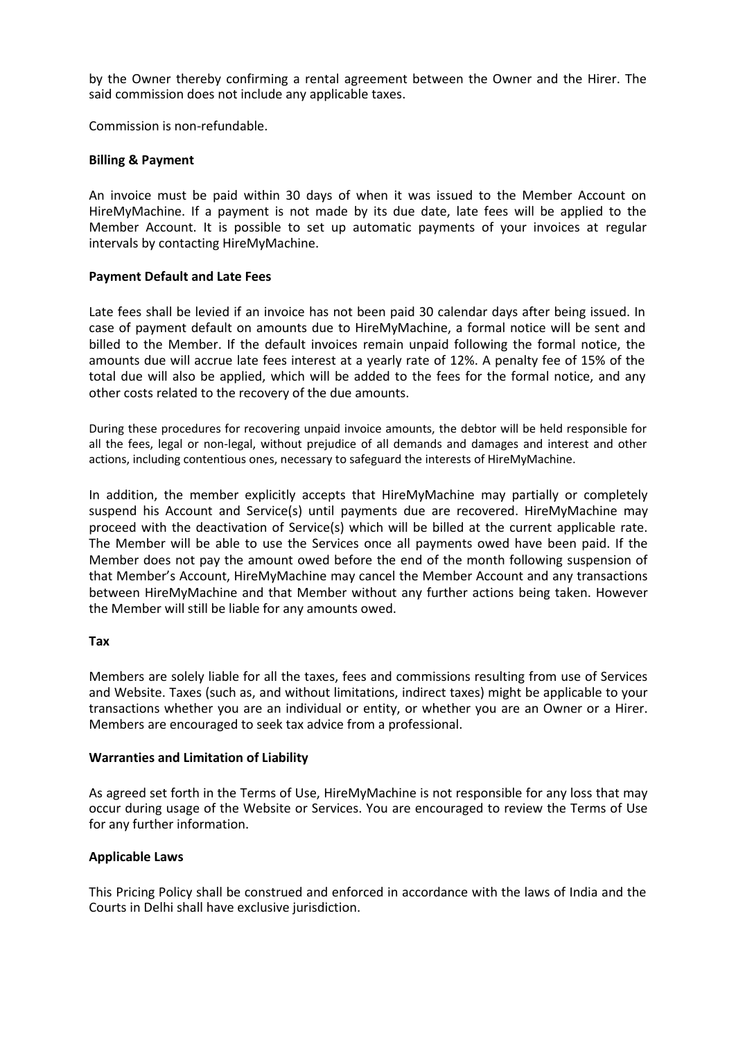by the Owner thereby confirming a rental agreement between the Owner and the Hirer. The said commission does not include any applicable taxes.

Commission is non-refundable.

**Billing & Payment**

An invoice must be paid within 30 days of when it was issued to the Member Account on HireMyMachine. If a payment is not made by its due date, late fees will be applied to the Member Account. It is possible to set up automatic payments of your invoices at regular intervals by contacting HireMyMachine.

**Payment Default and Late Fees**

Late fees shall be levied if an invoice has not been paid 30 calendar days after being issued. In case of payment default on amounts due to HireMyMachine, a formal notice will be sent and billed to the Member. If the default invoices remain unpaid following the formal notice, the amounts due will accrue late fees interest at a yearly rate of 12%. A penalty fee of 15% of the total due will also be applied, which will be added to the fees for the formal notice, and any other costs related to the recovery of the due amounts.

During these procedures for recovering unpaid invoice amounts, the debtor will be held responsible for all the fees, legal or non-legal, without prejudice of all demands and damages and interest and other actions, including contentious ones, necessary to safeguard the interests of HireMyMachine.

In addition, the member explicitly accepts that HireMyMachine may partially or completely suspend his Account and Service(s) until payments due are recovered. HireMyMachine may proceed with the deactivation of Service(s) which will be billed at the current applicable rate. The Member will be able to use the Services once all payments owed have been paid. If the Member does not pay the amount owed before the end of the month following suspension of that Member's Account, HireMyMachine may cancel the Member Account and any transactions between HireMyMachine and that Member without any further actions being taken. However the Member will still be liable for any amounts owed.

**Tax**

Members are solely liable for all the taxes, fees and commissions resulting from use of Services and Website. Taxes (such as, and without limitations, indirect taxes) might be applicable to your transactions whether you are an individual or entity, or whether you are an Owner or a Hirer. Members are encouraged to seek tax advice from a professional.

**Warranties and Limitation of Liability**

As agreed set forth in the Terms of Use, HireMyMachine is not responsible for any loss that may occur during usage of the Website or Services. You are encouraged to review the Terms of Use for any further information.

**Applicable Laws**

This Pricing Policy shall be construed and enforced in accordance with the laws of India and the Courts in Delhi shall have exclusive jurisdiction.